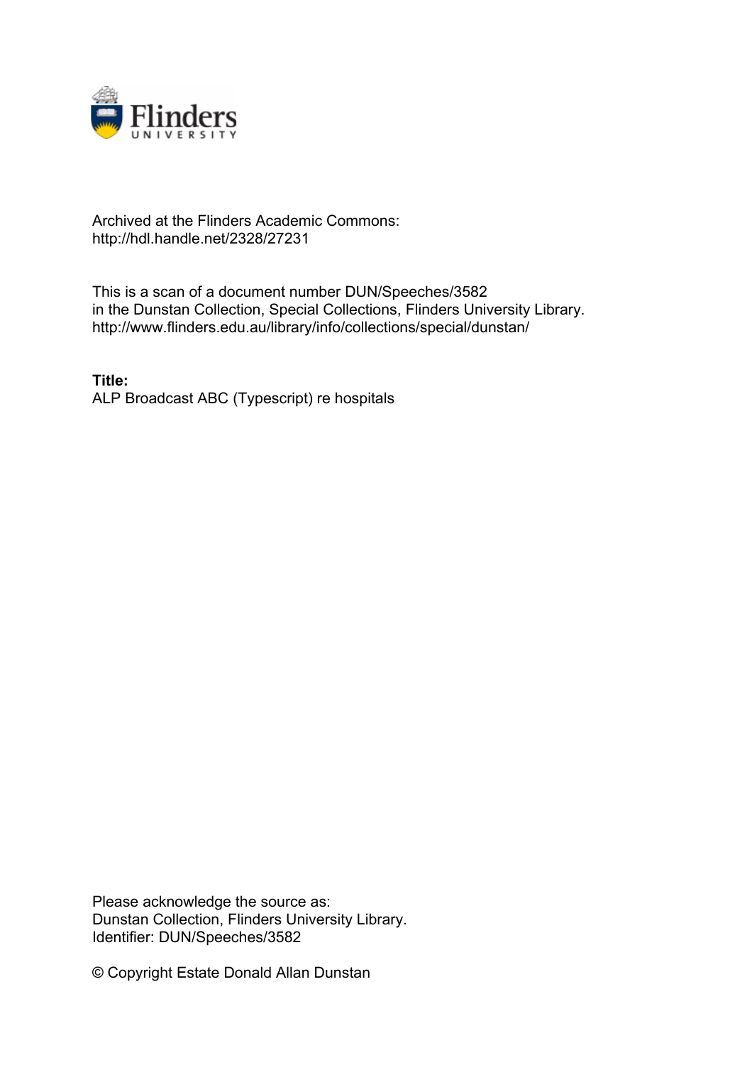Archived at the Flinders Academic Commons:
http://hdl.handle.net/2328/27231

This is a scan of a document number DUN/Speeches/3582
in the Dunstan Collection, Special Collections, Flinders University Library.
http://www.flinders.edu.au/library/info/collections/special/dunstan/

**Title:**
ALP Broadcast ABC (Typescript) re hospitals

Please acknowledge the source as:
Dunstan Collection, Flinders University Library.
Identifier: DUN/Speeches/3582

© Copyright Estate Donald Allan Dunstan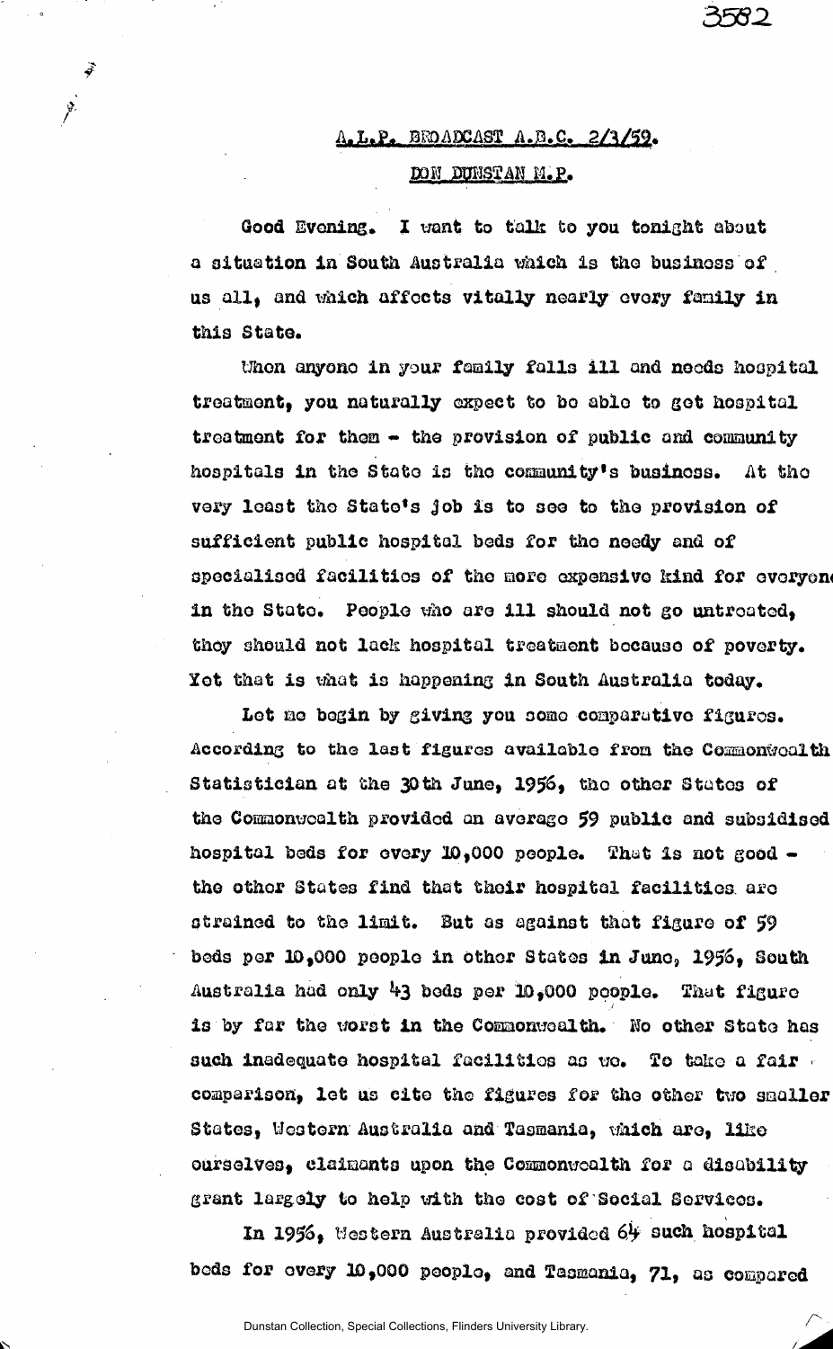A.L.P. BROADCAST A.B.C. 2/3/59.

DON DUNSTAN M.P.

Good Evening. I want to talk to you tonight about a situation in South Australia which is the business of us all, and which affects vitally nearly every family in this State.

When anyone in your family falls ill and needs hospital treatment, you naturally expect to be able to get hospital treatment for them - the provision of public and community hospitals in the State is the community's business. At the very least the State's job is to see to the provision of sufficient public hospital beds for the needy and of specialised facilities of the more expensive kind for everyone in the State. People who are ill should not go untreated, they should not lack hospital treatment because of poverty. Yet that is what is happening in South Australia today.

Let me begin by giving you some comparative figures. According to the last figures available from the Commonwealth Statistician at the 30th June, 1956, the other States of the Commonwealth provided an average 59 public and subsidised hospital beds for every 10,000 people. That is not good - the other States find that their hospital facilities are strained to the limit. But as against that figure of 59 beds per 10,000 people in other States in June, 1956, South Australia had only 43 beds per 10,000 people. That figure is by far the worst in the Commonwealth. No other State has such inadequate hospital facilities as we. To take a fair comparison, let us cite the figures for the other two smaller States, Western Australia and Tasmania, which are, like ourselves, claimants upon the Commonwealth for a disability grant largely to help with the cost of Social Services.

In 1956, Western Australia provided 64 such hospital beds for every 10,000 people, and Tasmania, 71, as compared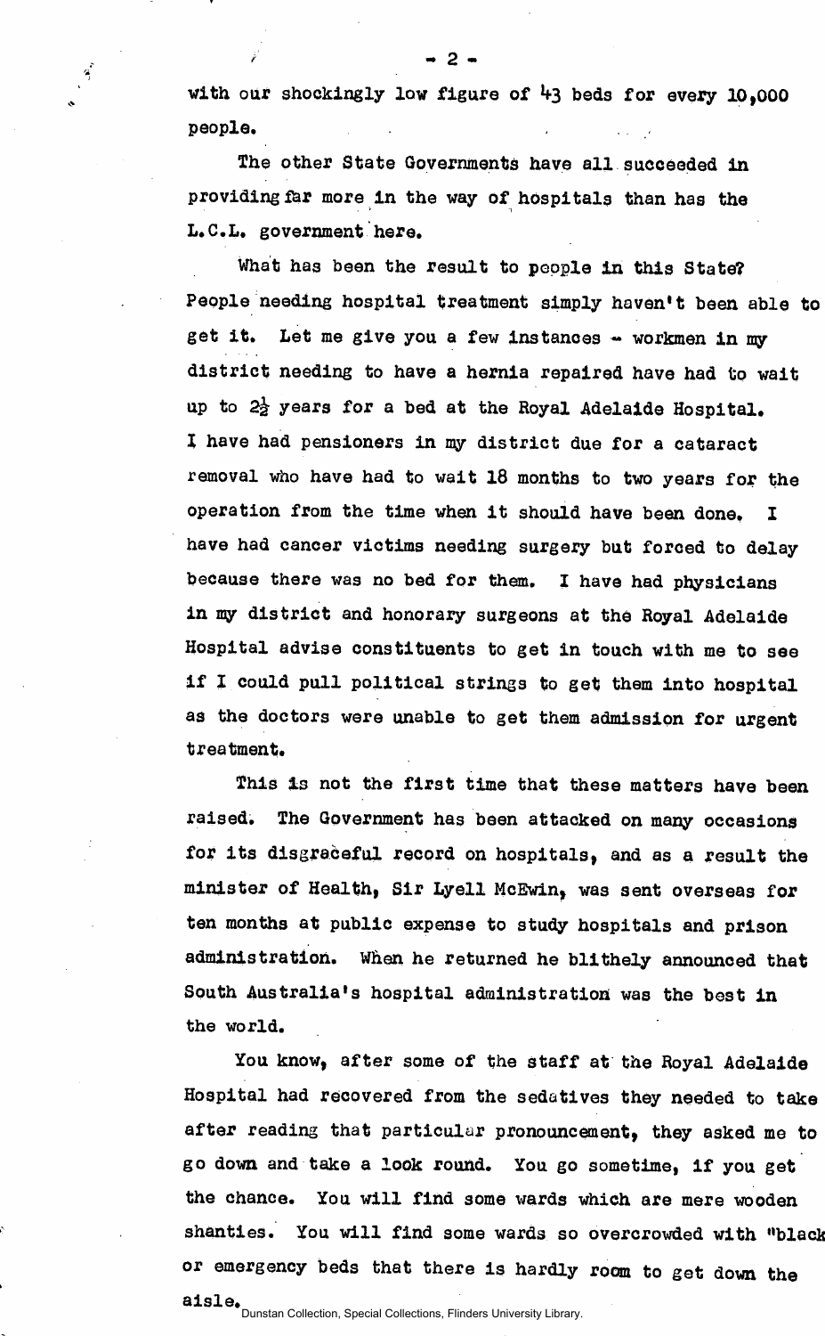with our shockingly low figure of 43 beds for every 10,000 people.

The other State Governments have all succeeded in providing far more in the way of hospitals than has the L.C.L. government here.

What has been the result to people in this State? People needing hospital treatment simply haven't been able to get it. Let me give you a few instances - workmen in my district needing to have a hernia repaired have had to wait up to 2½ years for a bed at the Royal Adelaide Hospital. I have had pensioners in my district due for a cataract removal who have had to wait 18 months to two years for the operation from the time when it should have been done. I have had cancer victims needing surgery but forced to delay because there was no bed for them. I have had physicians in my district and honorary surgeons at the Royal Adelaide Hospital advise constituents to get in touch with me to see if I could pull political strings to get them into hospital as the doctors were unable to get them admission for urgent treatment.

This is not the first time that these matters have been raised. The Government has been attacked on many occasions for its disgraceful record on hospitals, and as a result the minister of Health, Sir Lyell McEwin, was sent overseas for ten months at public expense to study hospitals and prison administration. When he returned he blithely announced that South Australia's hospital administration was the best in the world.

You know, after some of the staff at the Royal Adelaide Hospital had recovered from the sedatives they needed to take after reading that particular pronouncement, they asked me to go down and take a look round. You go sometime, if you get the chance. You will find some wards which are mere wooden shanties. You will find some wards so overcrowded with "black or emergency beds that there is hardly room to get down the aisle.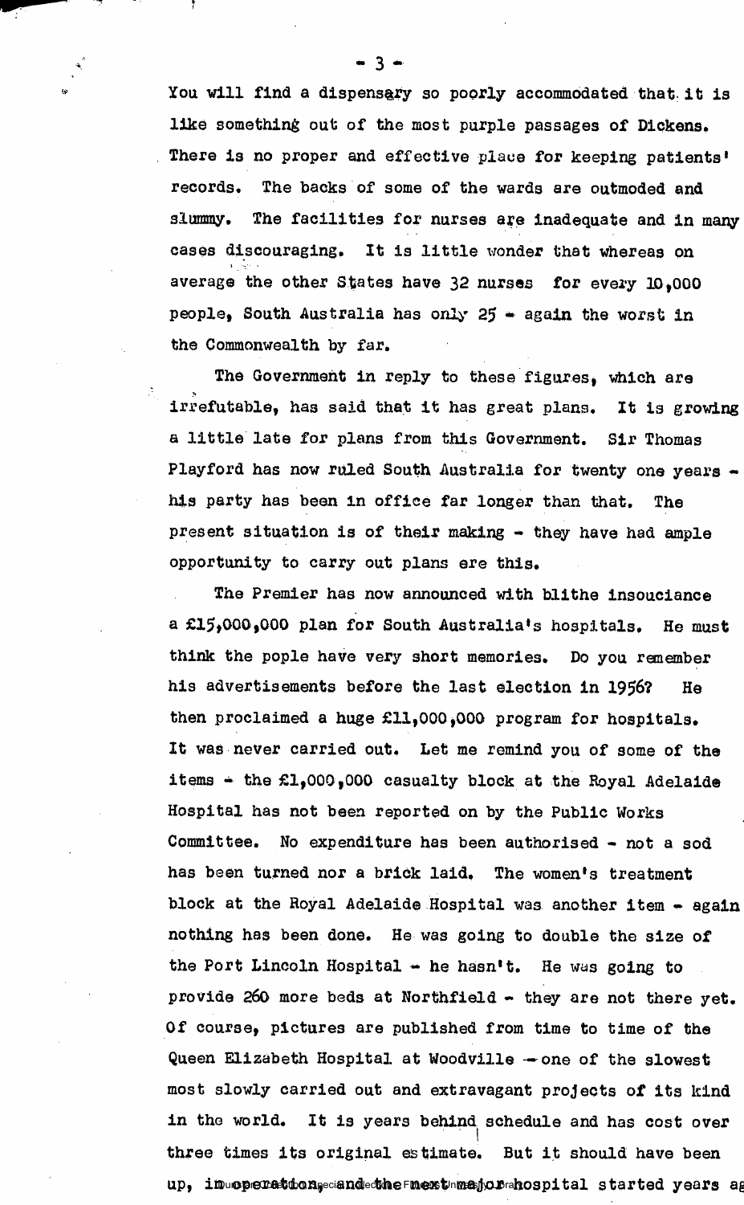You will find a dispensary so poorly accommodated that it is like something out of the most purple passages of Dickens. There is no proper and effective place for keeping patients' records. The backs of some of the wards are outmoded and slummy. The facilities for nurses are inadequate and in many cases discouraging. It is little wonder that whereas on average the other States have 32 nurses for every 10,000 people, South Australia has only 25 - again the worst in the Commonwealth by far.

The Government in reply to these figures, which are irrefutable, has said that it has great plans. It is growing a little late for plans from this Government. Sir Thomas Playford has now ruled South Australia for twenty one years - his party has been in office far longer than that. The present situation is of their making - they have had ample opportunity to carry out plans ere this.

The Premier has now announced with blithe insouciance a £15,000,000 plan for South Australia's hospitals. He must think the pople have very short memories. Do you remember his advertisements before the last election in 1956? He then proclaimed a huge £11,000,000 program for hospitals. It was never carried out. Let me remind you of some of the items - the £1,000,000 casualty block at the Royal Adelaide Hospital has not been reported on by the Public Works Committee. No expenditure has been authorised - not a sod has been turned nor a brick laid. The women's treatment block at the Royal Adelaide Hospital was another item - again nothing has been done. He was going to double the size of the Port Lincoln Hospital - he hasn't. He was going to provide 260 more beds at Northfield - they are not there yet. Of course, pictures are published from time to time of the Queen Elizabeth Hospital at Woodville — one of the slowest most slowly carried out and extravagant projects of its kind in the world. It is years behind schedule and has cost over three times its original estimate. But it should have been up, in operation, and the next major hospital started years ag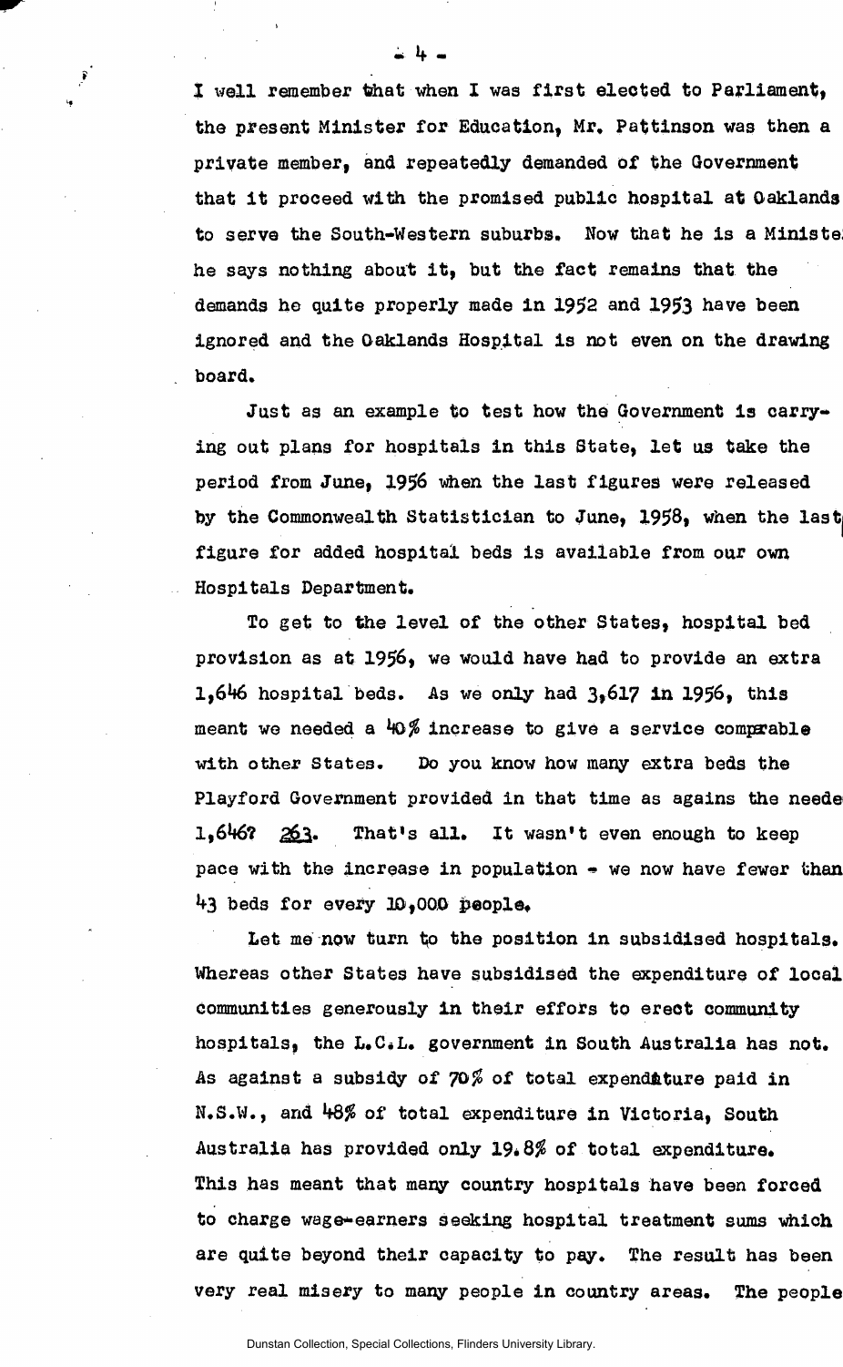I well remember that when I was first elected to Parliament, the present Minister for Education, Mr. Pattinson was then a private member, and repeatedly demanded of the Government that it proceed with the promised public hospital at Oaklands to serve the South-Western suburbs. Now that he is a Minister he says nothing about it, but the fact remains that the demands he quite properly made in 1952 and 1953 have been ignored and the Oaklands Hospital is not even on the drawing board.

Just as an example to test how the Government is carrying out plans for hospitals in this State, let us take the period from June, 1956 when the last figures were released by the Commonwealth Statistician to June, 1958, when the last figure for added hospital beds is available from our own Hospitals Department.

To get to the level of the other States, hospital bed provision as at 1956, we would have had to provide an extra 1,646 hospital beds. As we only had 3,617 in 1956, this meant we needed a 40% increase to give a service comparable with other States. Do you know how many extra beds the Playford Government provided in that time as agains the needed 1,646? 263. That's all. It wasn't even enough to keep pace with the increase in population - we now have fewer than 43 beds for every 10,000 people.

Let me now turn to the position in subsidised hospitals. Whereas other States have subsidised the expenditure of local communities generously in their effors to erect community hospitals, the L.C.L. government in South Australia has not. As against a subsidy of 70% of total expenditure paid in N.S.W., and 48% of total expenditure in Victoria, South Australia has provided only 19.8% of total expenditure. This has meant that many country hospitals have been forced to charge wage-earners seeking hospital treatment sums which are quite beyond their capacity to pay. The result has been very real misery to many people in country areas. The people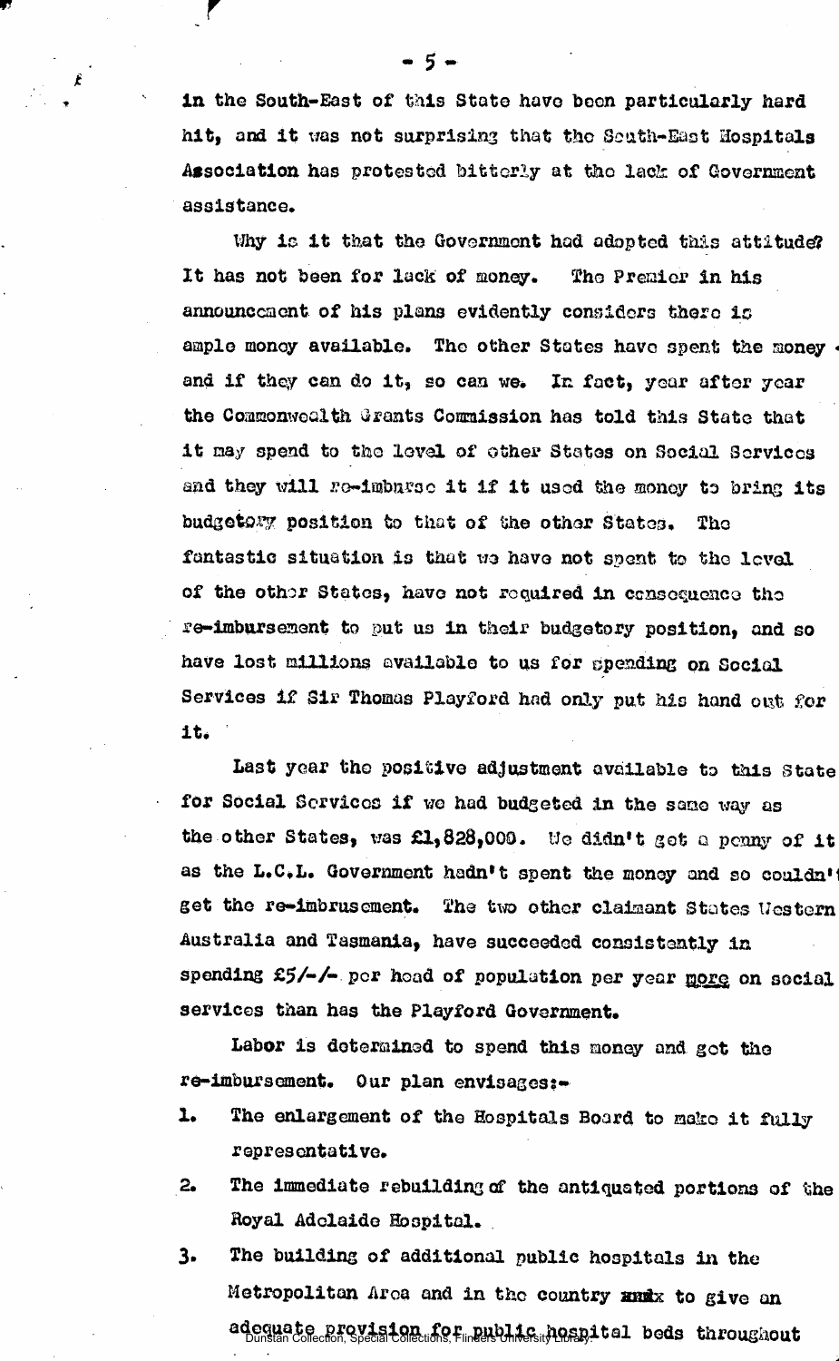in the South-East of this State have been particularly hard hit, and it was not surprising that the South-East Hospitals Association has protested bitterly at the lack of Government assistance.

Why is it that the Government had adopted this attitude? It has not been for lack of money. The Premier in his announcement of his plans evidently considers there is ample money available. The other States have spent the money and if they can do it, so can we. In fact, year after year the Commonwealth Grants Commission has told this State that it may spend to the level of other States on Social Services and they will re-imburse it if it used the money to bring its budgetory position to that of the other States. The fantastic situation is that we have not spent to the level of the other States, have not required in consequence the re-imbursement to put us in their budgetory position, and so have lost millions available to us for spending on Social Services if Sir Thomas Playford had only put his hand out for it.

Last year the positive adjustment available to this State for Social Services if we had budgeted in the same way as the other States, was £1,828,000. We didn't get a penny of it as the L.C.L. Government hadn't spent the money and so couldn't get the re-imbrusement. The two other claimant States Western Australia and Tasmania, have succeeded consistently in spending £5/-/- per head of population per year <u>more</u> on social services than has the Playford Government.

Labor is determined to spend this money and get the re-imbursement. Our plan envisages:-

1. The enlargement of the Hospitals Board to make it fully representative.
2. The immediate rebuilding of the antiquated portions of the Royal Adelaide Hospital.
3. The building of additional public hospitals in the Metropolitan Area and in the country ~~and~~ to give an adequate provision for public hospital beds throughout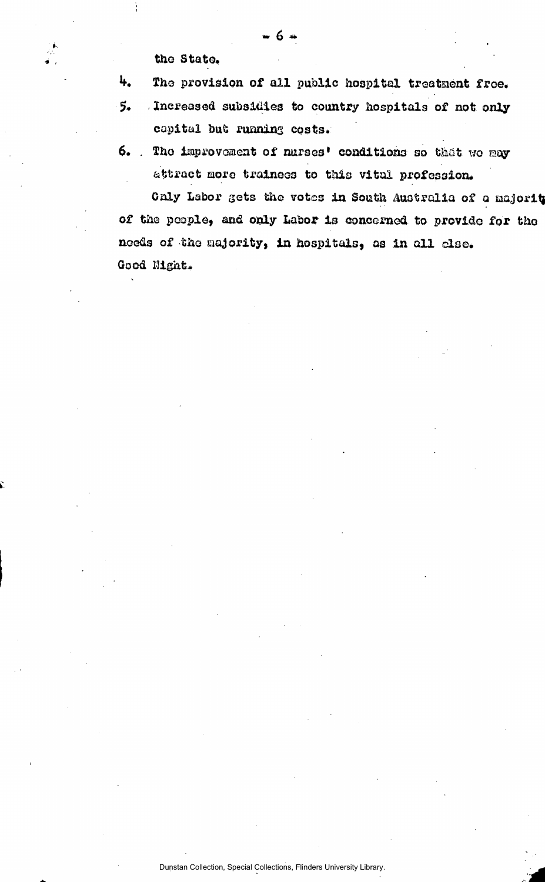the State.

4. The provision of all public hospital treatment free.
5. Increased subsidies to country hospitals of not only capital but running costs.
6. The improvement of nurses' conditions so that we may attract more trainees to this vital profession.

Only Labor gets the votes in South Australia of a majority of the people, and only Labor is concerned to provide for the needs of the majority, in hospitals, as in all else.

Good Night.

Dunstan Collection, Special Collections, Flinders University Library.